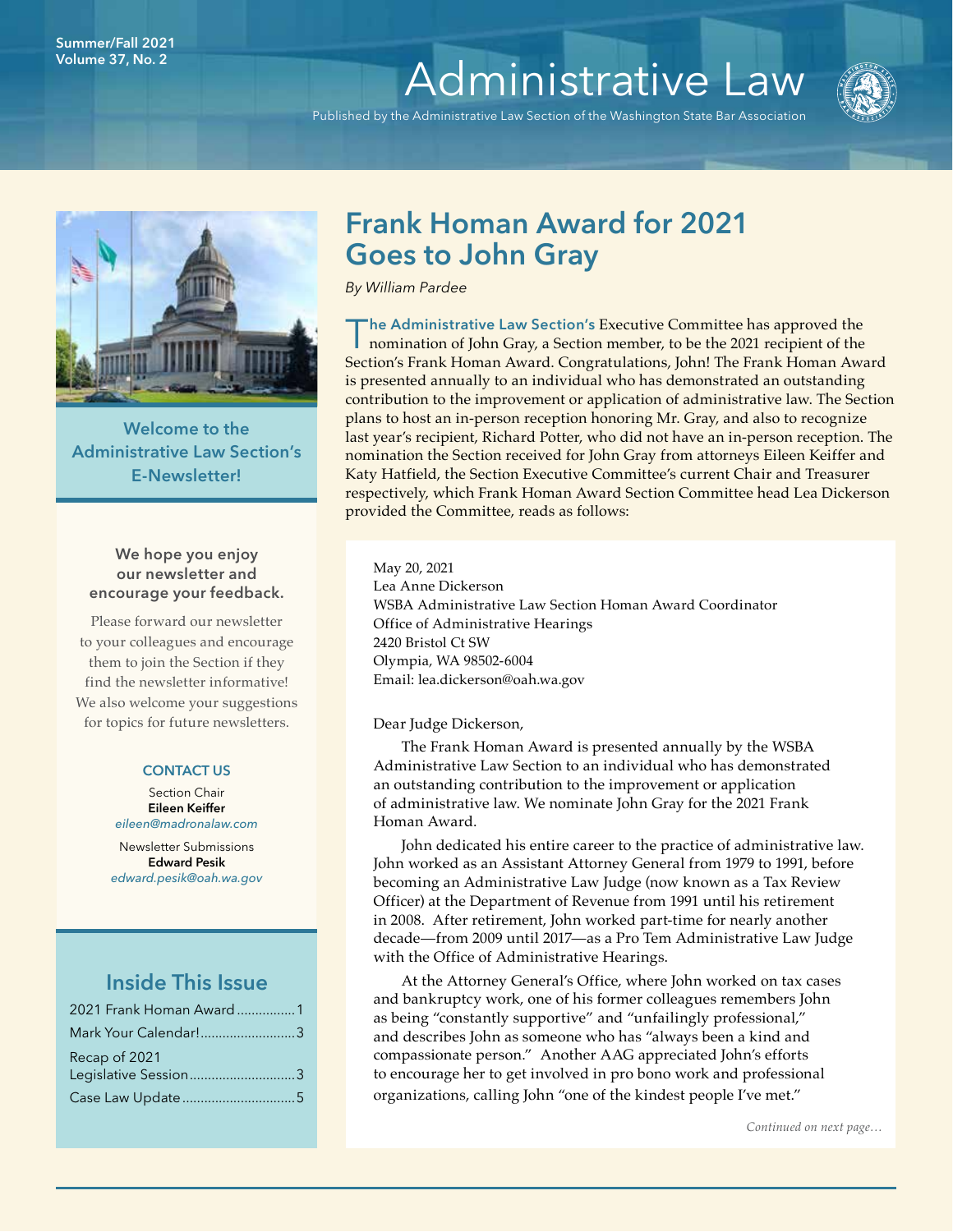Summer/Fall 2021
Volume 37, No. 2

# Administrative Law

Published by the Administrative Law Section of the Washington State Bar Association

## Welcome to the Administrative Law Section's E-Newsletter!

**We hope you enjoy our newsletter and encourage your feedback.**

Please forward our newsletter to your colleagues and encourage them to join the Section if they find the newsletter informative! We also welcome your suggestions for topics for future newsletters.

**CONTACT US**

Section Chair
**Eileen Keiffer**
*eileen@madronalaw.com*

Newsletter Submissions
**Edward Pesik**
*edward.pesik@oah.wa.gov*

### Inside This Issue

| | |
|---|---|
| 2021 Frank Homan Award | 1 |
| Mark Your Calendar! | 3 |
| Recap of 2021 Legislative Session | 3 |
| Case Law Update | 5 |

## Frank Homan Award for 2021 Goes to John Gray

*By William Pardee*

**The Administrative Law Section's** Executive Committee has approved the nomination of John Gray, a Section member, to be the 2021 recipient of the Section's Frank Homan Award. Congratulations, John! The Frank Homan Award is presented annually to an individual who has demonstrated an outstanding contribution to the improvement or application of administrative law. The Section plans to host an in-person reception honoring Mr. Gray, and also to recognize last year's recipient, Richard Potter, who did not have an in-person reception. The nomination the Section received for John Gray from attorneys Eileen Keiffer and Katy Hatfield, the Section Executive Committee's current Chair and Treasurer respectively, which Frank Homan Award Section Committee head Lea Dickerson provided the Committee, reads as follows:

May 20, 2021
Lea Anne Dickerson
WSBA Administrative Law Section Homan Award Coordinator
Office of Administrative Hearings
2420 Bristol Ct SW
Olympia, WA 98502-6004
Email: lea.dickerson@oah.wa.gov

Dear Judge Dickerson,

The Frank Homan Award is presented annually by the WSBA Administrative Law Section to an individual who has demonstrated an outstanding contribution to the improvement or application of administrative law. We nominate John Gray for the 2021 Frank Homan Award.

John dedicated his entire career to the practice of administrative law. John worked as an Assistant Attorney General from 1979 to 1991, before becoming an Administrative Law Judge (now known as a Tax Review Officer) at the Department of Revenue from 1991 until his retirement in 2008. After retirement, John worked part-time for nearly another decade—from 2009 until 2017—as a Pro Tem Administrative Law Judge with the Office of Administrative Hearings.

At the Attorney General's Office, where John worked on tax cases and bankruptcy work, one of his former colleagues remembers John as being "constantly supportive" and "unfailingly professional," and describes John as someone who has "always been a kind and compassionate person." Another AAG appreciated John's efforts to encourage her to get involved in pro bono work and professional organizations, calling John "one of the kindest people I've met."

*Continued on next page…*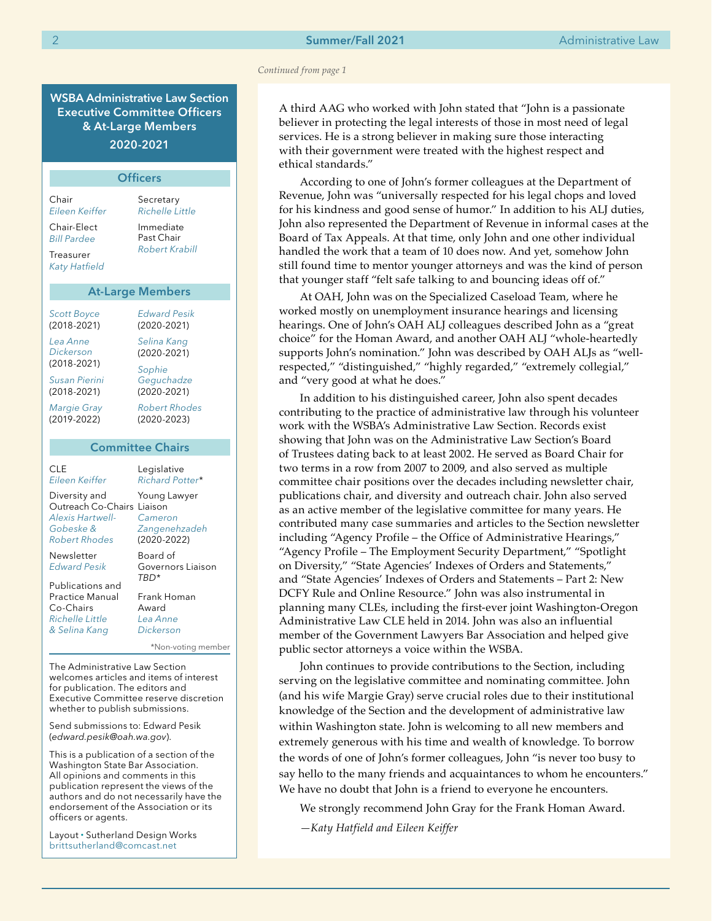*Continued from page 1*

A third AAG who worked with John stated that "John is a passionate believer in protecting the legal interests of those in most need of legal services. He is a strong believer in making sure those interacting with their government were treated with the highest respect and ethical standards."

According to one of John's former colleagues at the Department of Revenue, John was "universally respected for his legal chops and loved for his kindness and good sense of humor." In addition to his ALJ duties, John also represented the Department of Revenue in informal cases at the Board of Tax Appeals. At that time, only John and one other individual handled the work that a team of 10 does now. And yet, somehow John still found time to mentor younger attorneys and was the kind of person that younger staff "felt safe talking to and bouncing ideas off of."

At OAH, John was on the Specialized Caseload Team, where he worked mostly on unemployment insurance hearings and licensing hearings. One of John's OAH ALJ colleagues described John as a "great choice" for the Homan Award, and another OAH ALJ "whole-heartedly supports John's nomination." John was described by OAH ALJs as "well-respected," "distinguished," "highly regarded," "extremely collegial," and "very good at what he does."

In addition to his distinguished career, John also spent decades contributing to the practice of administrative law through his volunteer work with the WSBA's Administrative Law Section. Records exist showing that John was on the Administrative Law Section's Board of Trustees dating back to at least 2002. He served as Board Chair for two terms in a row from 2007 to 2009, and also served as multiple committee chair positions over the decades including newsletter chair, publications chair, and diversity and outreach chair. John also served as an active member of the legislative committee for many years. He contributed many case summaries and articles to the Section newsletter including "Agency Profile – the Office of Administrative Hearings," "Agency Profile – The Employment Security Department," "Spotlight on Diversity," "State Agencies' Indexes of Orders and Statements," and "State Agencies' Indexes of Orders and Statements – Part 2: New DCFY Rule and Online Resource." John was also instrumental in planning many CLEs, including the first-ever joint Washington-Oregon Administrative Law CLE held in 2014. John was also an influential member of the Government Lawyers Bar Association and helped give public sector attorneys a voice within the WSBA.

John continues to provide contributions to the Section, including serving on the legislative committee and nominating committee. John (and his wife Margie Gray) serve crucial roles due to their institutional knowledge of the Section and the development of administrative law within Washington state. John is welcoming to all new members and extremely generous with his time and wealth of knowledge. To borrow the words of one of John's former colleagues, John "is never too busy to say hello to the many friends and acquaintances to whom he encounters." We have no doubt that John is a friend to everyone he encounters.

We strongly recommend John Gray for the Frank Homan Award.

*—Katy Hatfield and Eileen Keiffer*

---

## WSBA Administrative Law Section Executive Committee Officers & At-Large Members 2020-2021

### Officers

Chair
*Eileen Keiffer*

Chair-Elect
*Bill Pardee*

Treasurer
*Katy Hatfield*

Secretary
*Richelle Little*

Immediate Past Chair
*Robert Krabill*

### At-Large Members

*Scott Boyce* (2018-2021)

*Lea Anne Dickerson* (2018-2021)

*Susan Pierini* (2018-2021)

*Margie Gray* (2019-2022)

*Edward Pesik* (2020-2021)

*Selina Kang* (2020-2021)

*Sophie Geguchadze* (2020-2021)

*Robert Rhodes* (2020-2023)

### Committee Chairs

CLE
*Eileen Keiffer*

Diversity and Outreach Co-Chairs
*Alexis Hartwell-Gobeske & Robert Rhodes*

Newsletter
*Edward Pesik*

Publications and Practice Manual Co-Chairs
*Richelle Little & Selina Kang*

Legislative
*Richard Potter**

Young Lawyer Liaison
*Cameron Zangenehzadeh* (2020-2022)

Board of Governors Liaison
*TBD**

Frank Homan Award
*Lea Anne Dickerson*

*Non-voting member

The Administrative Law Section welcomes articles and items of interest for publication. The editors and Executive Committee reserve discretion whether to publish submissions.

Send submissions to: Edward Pesik (*edward.pesik@oah.wa.gov*).

This is a publication of a section of the Washington State Bar Association. All opinions and comments in this publication represent the views of the authors and do not necessarily have the endorsement of the Association or its officers or agents.

Layout • Sutherland Design Works
brittsutherland@comcast.net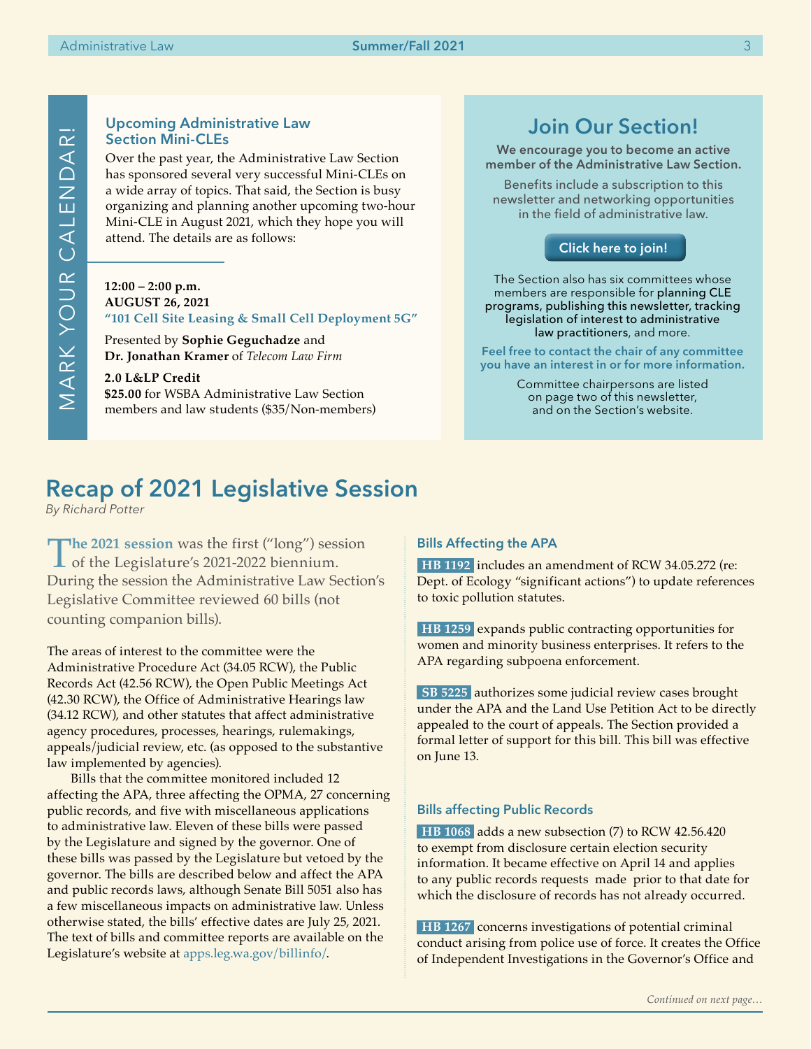MARK YOUR CALENDAR!

### Upcoming Administrative Law Section Mini-CLEs

Over the past year, the Administrative Law Section has sponsored several very successful Mini-CLEs on a wide array of topics. That said, the Section is busy organizing and planning another upcoming two-hour Mini-CLE in August 2021, which they hope you will attend. The details are as follows:

**12:00 – 2:00 p.m.**
**AUGUST 26, 2021**
**"101 Cell Site Leasing & Small Cell Deployment 5G"**

Presented by **Sophie Geguchadze** and **Dr. Jonathan Kramer** of *Telecom Law Firm*

**2.0 L&LP Credit**
**$25.00** for WSBA Administrative Law Section members and law students ($35/Non-members)

## Join Our Section!

**We encourage you to become an active member of the Administrative Law Section.**

Benefits include a subscription to this newsletter and networking opportunities in the field of administrative law.

**Click here to join!**

The Section also has six committees whose members are responsible for planning CLE programs, publishing this newsletter, tracking legislation of interest to administrative law practitioners, and more.

**Feel free to contact the chair of any committee you have an interest in or for more information.**

Committee chairpersons are listed on page two of this newsletter, and on the Section's website.

# Recap of 2021 Legislative Session

*By Richard Potter*

**The 2021 session** was the first ("long") session of the Legislature's 2021-2022 biennium. During the session the Administrative Law Section's Legislative Committee reviewed 60 bills (not counting companion bills).

The areas of interest to the committee were the Administrative Procedure Act (34.05 RCW), the Public Records Act (42.56 RCW), the Open Public Meetings Act (42.30 RCW), the Office of Administrative Hearings law (34.12 RCW), and other statutes that affect administrative agency procedures, processes, hearings, rulemakings, appeals/judicial review, etc. (as opposed to the substantive law implemented by agencies).

Bills that the committee monitored included 12 affecting the APA, three affecting the OPMA, 27 concerning public records, and five with miscellaneous applications to administrative law. Eleven of these bills were passed by the Legislature and signed by the governor. One of these bills was passed by the Legislature but vetoed by the governor. The bills are described below and affect the APA and public records laws, although Senate Bill 5051 also has a few miscellaneous impacts on administrative law. Unless otherwise stated, the bills' effective dates are July 25, 2021. The text of bills and committee reports are available on the Legislature's website at apps.leg.wa.gov/billinfo/.

### Bills Affecting the APA

**HB 1192** includes an amendment of RCW 34.05.272 (re: Dept. of Ecology "significant actions") to update references to toxic pollution statutes.

**HB 1259** expands public contracting opportunities for women and minority business enterprises. It refers to the APA regarding subpoena enforcement.

**SB 5225** authorizes some judicial review cases brought under the APA and the Land Use Petition Act to be directly appealed to the court of appeals. The Section provided a formal letter of support for this bill. This bill was effective on June 13.

### Bills affecting Public Records

**HB 1068** adds a new subsection (7) to RCW 42.56.420 to exempt from disclosure certain election security information. It became effective on April 14 and applies to any public records requests made prior to that date for which the disclosure of records has not already occurred.

**HB 1267** concerns investigations of potential criminal conduct arising from police use of force. It creates the Office of Independent Investigations in the Governor's Office and

*Continued on next page…*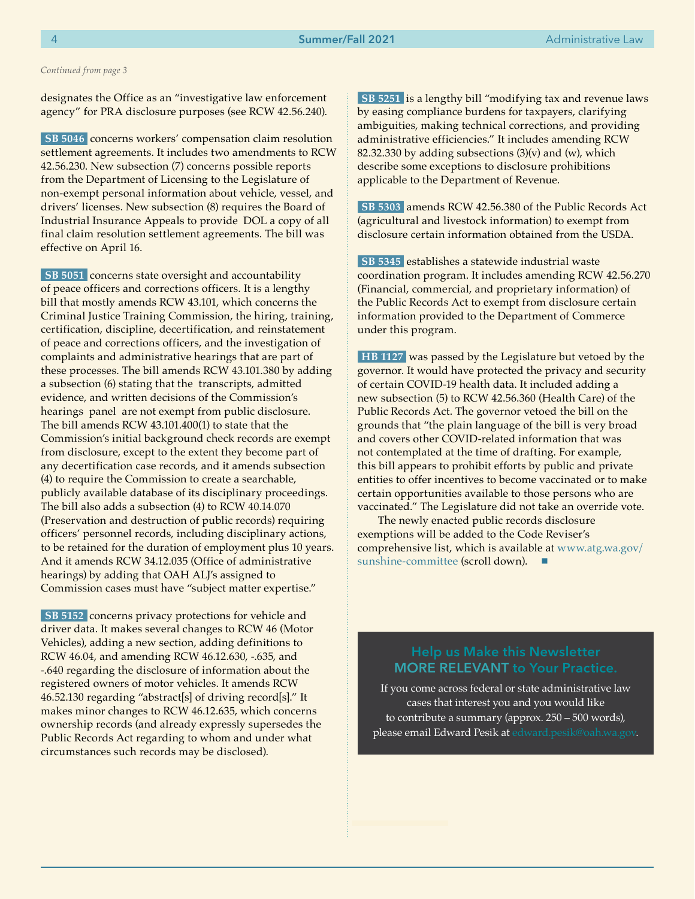*Continued from page 3*

designates the Office as an "investigative law enforcement agency" for PRA disclosure purposes (see RCW 42.56.240).

**SB 5046** concerns workers' compensation claim resolution settlement agreements. It includes two amendments to RCW 42.56.230. New subsection (7) concerns possible reports from the Department of Licensing to the Legislature of non-exempt personal information about vehicle, vessel, and drivers' licenses. New subsection (8) requires the Board of Industrial Insurance Appeals to provide DOL a copy of all final claim resolution settlement agreements. The bill was effective on April 16.

**SB 5051** concerns state oversight and accountability of peace officers and corrections officers. It is a lengthy bill that mostly amends RCW 43.101, which concerns the Criminal Justice Training Commission, the hiring, training, certification, discipline, decertification, and reinstatement of peace and corrections officers, and the investigation of complaints and administrative hearings that are part of these processes. The bill amends RCW 43.101.380 by adding a subsection (6) stating that the transcripts, admitted evidence, and written decisions of the Commission's hearings panel are not exempt from public disclosure. The bill amends RCW 43.101.400(1) to state that the Commission's initial background check records are exempt from disclosure, except to the extent they become part of any decertification case records, and it amends subsection (4) to require the Commission to create a searchable, publicly available database of its disciplinary proceedings. The bill also adds a subsection (4) to RCW 40.14.070 (Preservation and destruction of public records) requiring officers' personnel records, including disciplinary actions, to be retained for the duration of employment plus 10 years. And it amends RCW 34.12.035 (Office of administrative hearings) by adding that OAH ALJ's assigned to Commission cases must have "subject matter expertise."

**SB 5152** concerns privacy protections for vehicle and driver data. It makes several changes to RCW 46 (Motor Vehicles), adding a new section, adding definitions to RCW 46.04, and amending RCW 46.12.630, -.635, and -.640 regarding the disclosure of information about the registered owners of motor vehicles. It amends RCW 46.52.130 regarding "abstract[s] of driving record[s]." It makes minor changes to RCW 46.12.635, which concerns ownership records (and already expressly supersedes the Public Records Act regarding to whom and under what circumstances such records may be disclosed).

**SB 5251** is a lengthy bill "modifying tax and revenue laws by easing compliance burdens for taxpayers, clarifying ambiguities, making technical corrections, and providing administrative efficiencies." It includes amending RCW 82.32.330 by adding subsections (3)(v) and (w), which describe some exceptions to disclosure prohibitions applicable to the Department of Revenue.

**SB 5303** amends RCW 42.56.380 of the Public Records Act (agricultural and livestock information) to exempt from disclosure certain information obtained from the USDA.

**SB 5345** establishes a statewide industrial waste coordination program. It includes amending RCW 42.56.270 (Financial, commercial, and proprietary information) of the Public Records Act to exempt from disclosure certain information provided to the Department of Commerce under this program.

**HB 1127** was passed by the Legislature but vetoed by the governor. It would have protected the privacy and security of certain COVID-19 health data. It included adding a new subsection (5) to RCW 42.56.360 (Health Care) of the Public Records Act. The governor vetoed the bill on the grounds that "the plain language of the bill is very broad and covers other COVID-related information that was not contemplated at the time of drafting. For example, this bill appears to prohibit efforts by public and private entities to offer incentives to become vaccinated or to make certain opportunities available to those persons who are vaccinated." The Legislature did not take an override vote.

The newly enacted public records disclosure exemptions will be added to the Code Reviser's comprehensive list, which is available at www.atg.wa.gov/sunshine-committee (scroll down). ■

## Help us Make this Newsletter MORE RELEVANT to Your Practice.

If you come across federal or state administrative law cases that interest you and you would like to contribute a summary (approx. 250 – 500 words), please email Edward Pesik at edward.pesik@oah.wa.gov.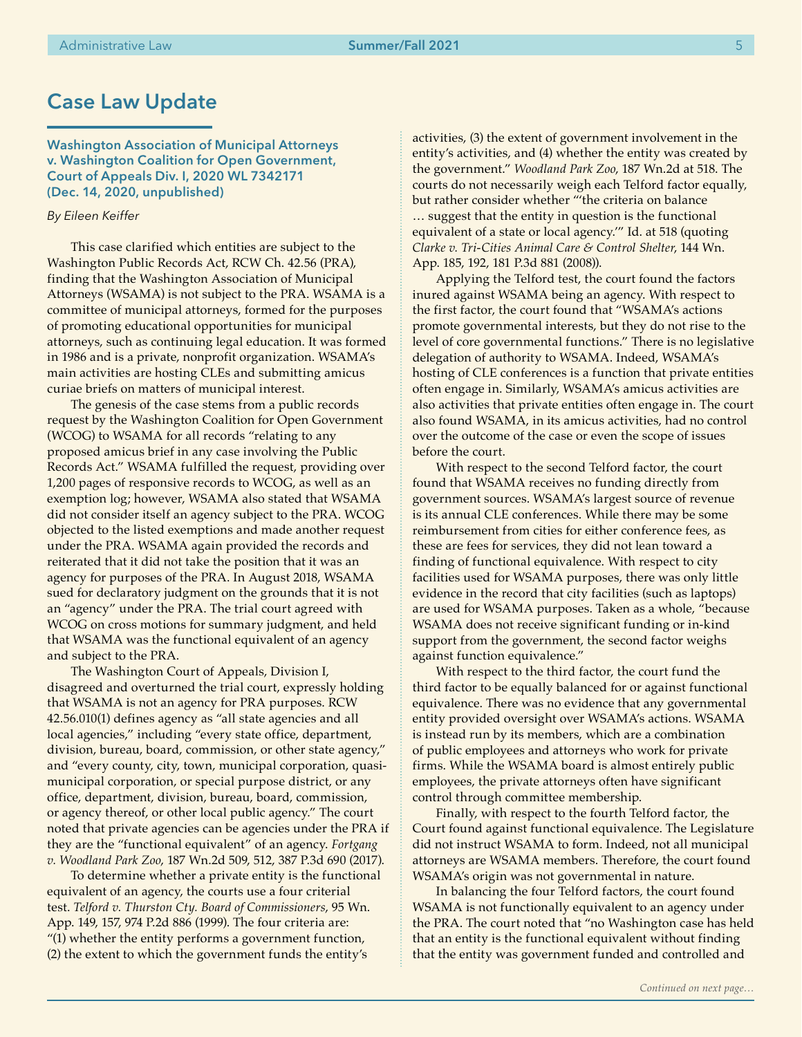## Case Law Update

### Washington Association of Municipal Attorneys v. Washington Coalition for Open Government, Court of Appeals Div. I, 2020 WL 7342171 (Dec. 14, 2020, unpublished)

*By Eileen Keiffer*

This case clarified which entities are subject to the Washington Public Records Act, RCW Ch. 42.56 (PRA), finding that the Washington Association of Municipal Attorneys (WSAMA) is not subject to the PRA. WSAMA is a committee of municipal attorneys, formed for the purposes of promoting educational opportunities for municipal attorneys, such as continuing legal education. It was formed in 1986 and is a private, nonprofit organization. WSAMA's main activities are hosting CLEs and submitting amicus curiae briefs on matters of municipal interest.

The genesis of the case stems from a public records request by the Washington Coalition for Open Government (WCOG) to WSAMA for all records "relating to any proposed amicus brief in any case involving the Public Records Act." WSAMA fulfilled the request, providing over 1,200 pages of responsive records to WCOG, as well as an exemption log; however, WSAMA also stated that WSAMA did not consider itself an agency subject to the PRA. WCOG objected to the listed exemptions and made another request under the PRA. WSAMA again provided the records and reiterated that it did not take the position that it was an agency for purposes of the PRA. In August 2018, WSAMA sued for declaratory judgment on the grounds that it is not an "agency" under the PRA. The trial court agreed with WCOG on cross motions for summary judgment, and held that WSAMA was the functional equivalent of an agency and subject to the PRA.

The Washington Court of Appeals, Division I, disagreed and overturned the trial court, expressly holding that WSAMA is not an agency for PRA purposes. RCW 42.56.010(1) defines agency as "all state agencies and all local agencies," including "every state office, department, division, bureau, board, commission, or other state agency," and "every county, city, town, municipal corporation, quasi-municipal corporation, or special purpose district, or any office, department, division, bureau, board, commission, or agency thereof, or other local public agency." The court noted that private agencies can be agencies under the PRA if they are the "functional equivalent" of an agency. *Fortgang v. Woodland Park Zoo*, 187 Wn.2d 509, 512, 387 P.3d 690 (2017).

To determine whether a private entity is the functional equivalent of an agency, the courts use a four criterial test. *Telford v. Thurston Cty. Board of Commissioners*, 95 Wn. App. 149, 157, 974 P.2d 886 (1999). The four criteria are: "(1) whether the entity performs a government function, (2) the extent to which the government funds the entity's activities, (3) the extent of government involvement in the entity's activities, and (4) whether the entity was created by the government." *Woodland Park Zoo*, 187 Wn.2d at 518. The courts do not necessarily weigh each Telford factor equally, but rather consider whether "'the criteria on balance … suggest that the entity in question is the functional equivalent of a state or local agency.'" Id. at 518 (quoting *Clarke v. Tri-Cities Animal Care & Control Shelter*, 144 Wn. App. 185, 192, 181 P.3d 881 (2008)).

Applying the Telford test, the court found the factors inured against WSAMA being an agency. With respect to the first factor, the court found that "WSAMA's actions promote governmental interests, but they do not rise to the level of core governmental functions." There is no legislative delegation of authority to WSAMA. Indeed, WSAMA's hosting of CLE conferences is a function that private entities often engage in. Similarly, WSAMA's amicus activities are also activities that private entities often engage in. The court also found WSAMA, in its amicus activities, had no control over the outcome of the case or even the scope of issues before the court.

With respect to the second Telford factor, the court found that WSAMA receives no funding directly from government sources. WSAMA's largest source of revenue is its annual CLE conferences. While there may be some reimbursement from cities for either conference fees, as these are fees for services, they did not lean toward a finding of functional equivalence. With respect to city facilities used for WSAMA purposes, there was only little evidence in the record that city facilities (such as laptops) are used for WSAMA purposes. Taken as a whole, "because WSAMA does not receive significant funding or in-kind support from the government, the second factor weighs against function equivalence."

With respect to the third factor, the court fund the third factor to be equally balanced for or against functional equivalence. There was no evidence that any governmental entity provided oversight over WSAMA's actions. WSAMA is instead run by its members, which are a combination of public employees and attorneys who work for private firms. While the WSAMA board is almost entirely public employees, the private attorneys often have significant control through committee membership.

Finally, with respect to the fourth Telford factor, the Court found against functional equivalence. The Legislature did not instruct WSAMA to form. Indeed, not all municipal attorneys are WSAMA members. Therefore, the court found WSAMA's origin was not governmental in nature.

In balancing the four Telford factors, the court found WSAMA is not functionally equivalent to an agency under the PRA. The court noted that "no Washington case has held that an entity is the functional equivalent without finding that the entity was government funded and controlled and

*Continued on next page…*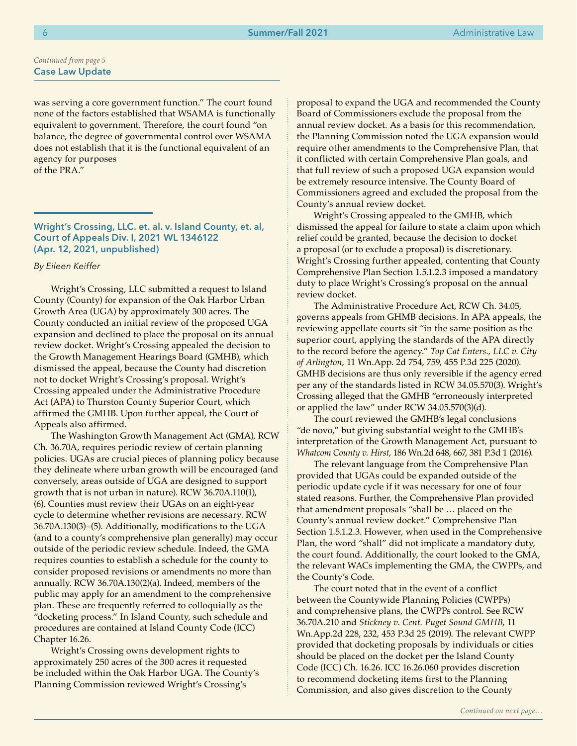*Continued from page 5*

**Case Law Update**

was serving a core government function." The court found none of the factors established that WSAMA is functionally equivalent to government. Therefore, the court found "on balance, the degree of governmental control over WSAMA does not establish that it is the functional equivalent of an agency for purposes of the PRA."

### Wright's Crossing, LLC. et. al. v. Island County, et. al, Court of Appeals Div. I, 2021 WL 1346122 (Apr. 12, 2021, unpublished)

*By Eileen Keiffer*

Wright's Crossing, LLC submitted a request to Island County (County) for expansion of the Oak Harbor Urban Growth Area (UGA) by approximately 300 acres. The County conducted an initial review of the proposed UGA expansion and declined to place the proposal on its annual review docket. Wright's Crossing appealed the decision to the Growth Management Hearings Board (GMHB), which dismissed the appeal, because the County had discretion not to docket Wright's Crossing's proposal. Wright's Crossing appealed under the Administrative Procedure Act (APA) to Thurston County Superior Court, which affirmed the GMHB. Upon further appeal, the Court of Appeals also affirmed.

The Washington Growth Management Act (GMA), RCW Ch. 36.70A, requires periodic review of certain planning policies. UGAs are crucial pieces of planning policy because they delineate where urban growth will be encouraged (and conversely, areas outside of UGA are designed to support growth that is not urban in nature). RCW 36.70A.110(1), (6). Counties must review their UGAs on an eight-year cycle to determine whether revisions are necessary. RCW 36.70A.130(3)–(5). Additionally, modifications to the UGA (and to a county's comprehensive plan generally) may occur outside of the periodic review schedule. Indeed, the GMA requires counties to establish a schedule for the county to consider proposed revisions or amendments no more than annually. RCW 36.70A.130(2)(a). Indeed, members of the public may apply for an amendment to the comprehensive plan. These are frequently referred to colloquially as the "docketing process." In Island County, such schedule and procedures are contained at Island County Code (ICC) Chapter 16.26.

Wright's Crossing owns development rights to approximately 250 acres of the 300 acres it requested be included within the Oak Harbor UGA. The County's Planning Commission reviewed Wright's Crossing's proposal to expand the UGA and recommended the County Board of Commissioners exclude the proposal from the annual review docket. As a basis for this recommendation, the Planning Commission noted the UGA expansion would require other amendments to the Comprehensive Plan, that it conflicted with certain Comprehensive Plan goals, and that full review of such a proposed UGA expansion would be extremely resource intensive. The County Board of Commissioners agreed and excluded the proposal from the County's annual review docket.

Wright's Crossing appealed to the GMHB, which dismissed the appeal for failure to state a claim upon which relief could be granted, because the decision to docket a proposal (or to exclude a proposal) is discretionary. Wright's Crossing further appealed, contenting that County Comprehensive Plan Section 1.5.1.2.3 imposed a mandatory duty to place Wright's Crossing's proposal on the annual review docket.

The Administrative Procedure Act, RCW Ch. 34.05, governs appeals from GHMB decisions. In APA appeals, the reviewing appellate courts sit "in the same position as the superior court, applying the standards of the APA directly to the record before the agency." *Top Cat Enters., LLC v. City of Arlington*, 11 Wn.App. 2d 754, 759, 455 P.3d 225 (2020). GMHB decisions are thus only reversible if the agency erred per any of the standards listed in RCW 34.05.570(3). Wright's Crossing alleged that the GMHB "erroneously interpreted or applied the law" under RCW 34.05.570(3)(d).

The court reviewed the GMHB's legal conclusions "de novo," but giving substantial weight to the GMHB's interpretation of the Growth Management Act, pursuant to *Whatcom County v. Hirst*, 186 Wn.2d 648, 667, 381 P.3d 1 (2016).

The relevant language from the Comprehensive Plan provided that UGAs could be expanded outside of the periodic update cycle if it was necessary for one of four stated reasons. Further, the Comprehensive Plan provided that amendment proposals "shall be … placed on the County's annual review docket." Comprehensive Plan Section 1.5.1.2.3. However, when used in the Comprehensive Plan, the word "shall" did not implicate a mandatory duty, the court found. Additionally, the court looked to the GMA, the relevant WACs implementing the GMA, the CWPPs, and the County's Code.

The court noted that in the event of a conflict between the Countywide Planning Policies (CWPPs) and comprehensive plans, the CWPPs control. See RCW 36.70A.210 and *Stickney v. Cent. Puget Sound GMHB*, 11 Wn.App.2d 228, 232, 453 P.3d 25 (2019). The relevant CWPP provided that docketing proposals by individuals or cities should be placed on the docket per the Island County Code (ICC) Ch. 16.26. ICC 16.26.060 provides discretion to recommend docketing items first to the Planning Commission, and also gives discretion to the County

*Continued on next page…*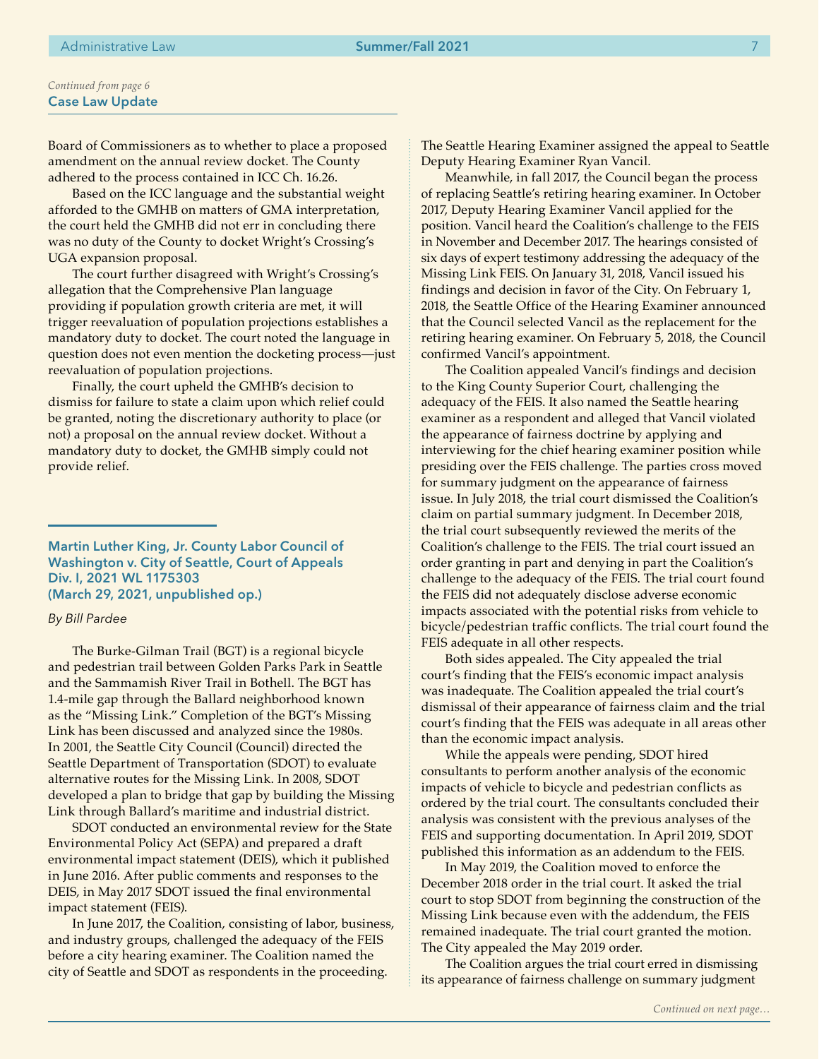*Continued from page 6*

**Case Law Update**

Board of Commissioners as to whether to place a proposed amendment on the annual review docket. The County adhered to the process contained in ICC Ch. 16.26.

Based on the ICC language and the substantial weight afforded to the GMHB on matters of GMA interpretation, the court held the GMHB did not err in concluding there was no duty of the County to docket Wright's Crossing's UGA expansion proposal.

The court further disagreed with Wright's Crossing's allegation that the Comprehensive Plan language providing if population growth criteria are met, it will trigger reevaluation of population projections establishes a mandatory duty to docket. The court noted the language in question does not even mention the docketing process—just reevaluation of population projections.

Finally, the court upheld the GMHB's decision to dismiss for failure to state a claim upon which relief could be granted, noting the discretionary authority to place (or not) a proposal on the annual review docket. Without a mandatory duty to docket, the GMHB simply could not provide relief.

### Martin Luther King, Jr. County Labor Council of Washington v. City of Seattle, Court of Appeals Div. I, 2021 WL 1175303 (March 29, 2021, unpublished op.)

*By Bill Pardee*

The Burke-Gilman Trail (BGT) is a regional bicycle and pedestrian trail between Golden Parks Park in Seattle and the Sammamish River Trail in Bothell. The BGT has 1.4-mile gap through the Ballard neighborhood known as the "Missing Link." Completion of the BGT's Missing Link has been discussed and analyzed since the 1980s. In 2001, the Seattle City Council (Council) directed the Seattle Department of Transportation (SDOT) to evaluate alternative routes for the Missing Link. In 2008, SDOT developed a plan to bridge that gap by building the Missing Link through Ballard's maritime and industrial district.

SDOT conducted an environmental review for the State Environmental Policy Act (SEPA) and prepared a draft environmental impact statement (DEIS), which it published in June 2016. After public comments and responses to the DEIS, in May 2017 SDOT issued the final environmental impact statement (FEIS).

In June 2017, the Coalition, consisting of labor, business, and industry groups, challenged the adequacy of the FEIS before a city hearing examiner. The Coalition named the city of Seattle and SDOT as respondents in the proceeding. The Seattle Hearing Examiner assigned the appeal to Seattle Deputy Hearing Examiner Ryan Vancil.

Meanwhile, in fall 2017, the Council began the process of replacing Seattle's retiring hearing examiner. In October 2017, Deputy Hearing Examiner Vancil applied for the position. Vancil heard the Coalition's challenge to the FEIS in November and December 2017. The hearings consisted of six days of expert testimony addressing the adequacy of the Missing Link FEIS. On January 31, 2018, Vancil issued his findings and decision in favor of the City. On February 1, 2018, the Seattle Office of the Hearing Examiner announced that the Council selected Vancil as the replacement for the retiring hearing examiner. On February 5, 2018, the Council confirmed Vancil's appointment.

The Coalition appealed Vancil's findings and decision to the King County Superior Court, challenging the adequacy of the FEIS. It also named the Seattle hearing examiner as a respondent and alleged that Vancil violated the appearance of fairness doctrine by applying and interviewing for the chief hearing examiner position while presiding over the FEIS challenge. The parties cross moved for summary judgment on the appearance of fairness issue. In July 2018, the trial court dismissed the Coalition's claim on partial summary judgment. In December 2018, the trial court subsequently reviewed the merits of the Coalition's challenge to the FEIS. The trial court issued an order granting in part and denying in part the Coalition's challenge to the adequacy of the FEIS. The trial court found the FEIS did not adequately disclose adverse economic impacts associated with the potential risks from vehicle to bicycle/pedestrian traffic conflicts. The trial court found the FEIS adequate in all other respects.

Both sides appealed. The City appealed the trial court's finding that the FEIS's economic impact analysis was inadequate. The Coalition appealed the trial court's dismissal of their appearance of fairness claim and the trial court's finding that the FEIS was adequate in all areas other than the economic impact analysis.

While the appeals were pending, SDOT hired consultants to perform another analysis of the economic impacts of vehicle to bicycle and pedestrian conflicts as ordered by the trial court. The consultants concluded their analysis was consistent with the previous analyses of the FEIS and supporting documentation. In April 2019, SDOT published this information as an addendum to the FEIS.

In May 2019, the Coalition moved to enforce the December 2018 order in the trial court. It asked the trial court to stop SDOT from beginning the construction of the Missing Link because even with the addendum, the FEIS remained inadequate. The trial court granted the motion. The City appealed the May 2019 order.

The Coalition argues the trial court erred in dismissing its appearance of fairness challenge on summary judgment

*Continued on next page…*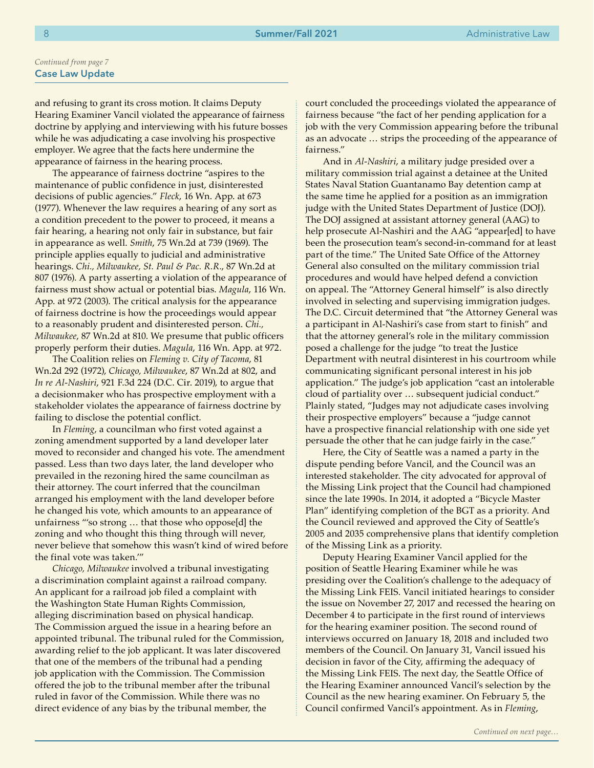*Continued from page 7*

**Case Law Update**

and refusing to grant its cross motion. It claims Deputy Hearing Examiner Vancil violated the appearance of fairness doctrine by applying and interviewing with his future bosses while he was adjudicating a case involving his prospective employer. We agree that the facts here undermine the appearance of fairness in the hearing process.

The appearance of fairness doctrine "aspires to the maintenance of public confidence in just, disinterested decisions of public agencies." *Fleck*, 16 Wn. App. at 673 (1977). Whenever the law requires a hearing of any sort as a condition precedent to the power to proceed, it means a fair hearing, a hearing not only fair in substance, but fair in appearance as well. *Smith*, 75 Wn.2d at 739 (1969). The principle applies equally to judicial and administrative hearings. *Chi., Milwaukee, St. Paul & Pac. R.R.*, 87 Wn.2d at 807 (1976). A party asserting a violation of the appearance of fairness must show actual or potential bias. *Magula*, 116 Wn. App. at 972 (2003). The critical analysis for the appearance of fairness doctrine is how the proceedings would appear to a reasonably prudent and disinterested person. *Chi., Milwaukee*, 87 Wn.2d at 810. We presume that public officers properly perform their duties. *Magula*, 116 Wn. App. at 972.

The Coalition relies on *Fleming v. City of Tacoma*, 81 Wn.2d 292 (1972), *Chicago, Milwaukee*, 87 Wn.2d at 802, and *In re Al-Nashiri*, 921 F.3d 224 (D.C. Cir. 2019), to argue that a decisionmaker who has prospective employment with a stakeholder violates the appearance of fairness doctrine by failing to disclose the potential conflict.

In *Fleming*, a councilman who first voted against a zoning amendment supported by a land developer later moved to reconsider and changed his vote. The amendment passed. Less than two days later, the land developer who prevailed in the rezoning hired the same councilman as their attorney. The court inferred that the councilman arranged his employment with the land developer before he changed his vote, which amounts to an appearance of unfairness "'so strong … that those who oppose[d] the zoning and who thought this thing through will never, never believe that somehow this wasn't kind of wired before the final vote was taken.'"

*Chicago, Milwaukee* involved a tribunal investigating a discrimination complaint against a railroad company. An applicant for a railroad job filed a complaint with the Washington State Human Rights Commission, alleging discrimination based on physical handicap. The Commission argued the issue in a hearing before an appointed tribunal. The tribunal ruled for the Commission, awarding relief to the job applicant. It was later discovered that one of the members of the tribunal had a pending job application with the Commission. The Commission offered the job to the tribunal member after the tribunal ruled in favor of the Commission. While there was no direct evidence of any bias by the tribunal member, the court concluded the proceedings violated the appearance of fairness because "the fact of her pending application for a job with the very Commission appearing before the tribunal as an advocate … strips the proceeding of the appearance of fairness."

And in *Al-Nashiri*, a military judge presided over a military commission trial against a detainee at the United States Naval Station Guantanamo Bay detention camp at the same time he applied for a position as an immigration judge with the United States Department of Justice (DOJ). The DOJ assigned at assistant attorney general (AAG) to help prosecute Al-Nashiri and the AAG "appear[ed] to have been the prosecution team's second-in-command for at least part of the time." The United Sate Office of the Attorney General also consulted on the military commission trial procedures and would have helped defend a conviction on appeal. The "Attorney General himself" is also directly involved in selecting and supervising immigration judges. The D.C. Circuit determined that "the Attorney General was a participant in Al-Nashiri's case from start to finish" and that the attorney general's role in the military commission posed a challenge for the judge "to treat the Justice Department with neutral disinterest in his courtroom while communicating significant personal interest in his job application." The judge's job application "cast an intolerable cloud of partiality over … subsequent judicial conduct." Plainly stated, "Judges may not adjudicate cases involving their prospective employers" because a "judge cannot have a prospective financial relationship with one side yet persuade the other that he can judge fairly in the case."

Here, the City of Seattle was a named a party in the dispute pending before Vancil, and the Council was an interested stakeholder. The city advocated for approval of the Missing Link project that the Council had championed since the late 1990s. In 2014, it adopted a "Bicycle Master Plan" identifying completion of the BGT as a priority. And the Council reviewed and approved the City of Seattle's 2005 and 2035 comprehensive plans that identify completion of the Missing Link as a priority.

Deputy Hearing Examiner Vancil applied for the position of Seattle Hearing Examiner while he was presiding over the Coalition's challenge to the adequacy of the Missing Link FEIS. Vancil initiated hearings to consider the issue on November 27, 2017 and recessed the hearing on December 4 to participate in the first round of interviews for the hearing examiner position. The second round of interviews occurred on January 18, 2018 and included two members of the Council. On January 31, Vancil issued his decision in favor of the City, affirming the adequacy of the Missing Link FEIS. The next day, the Seattle Office of the Hearing Examiner announced Vancil's selection by the Council as the new hearing examiner. On February 5, the Council confirmed Vancil's appointment. As in *Fleming*,

*Continued on next page…*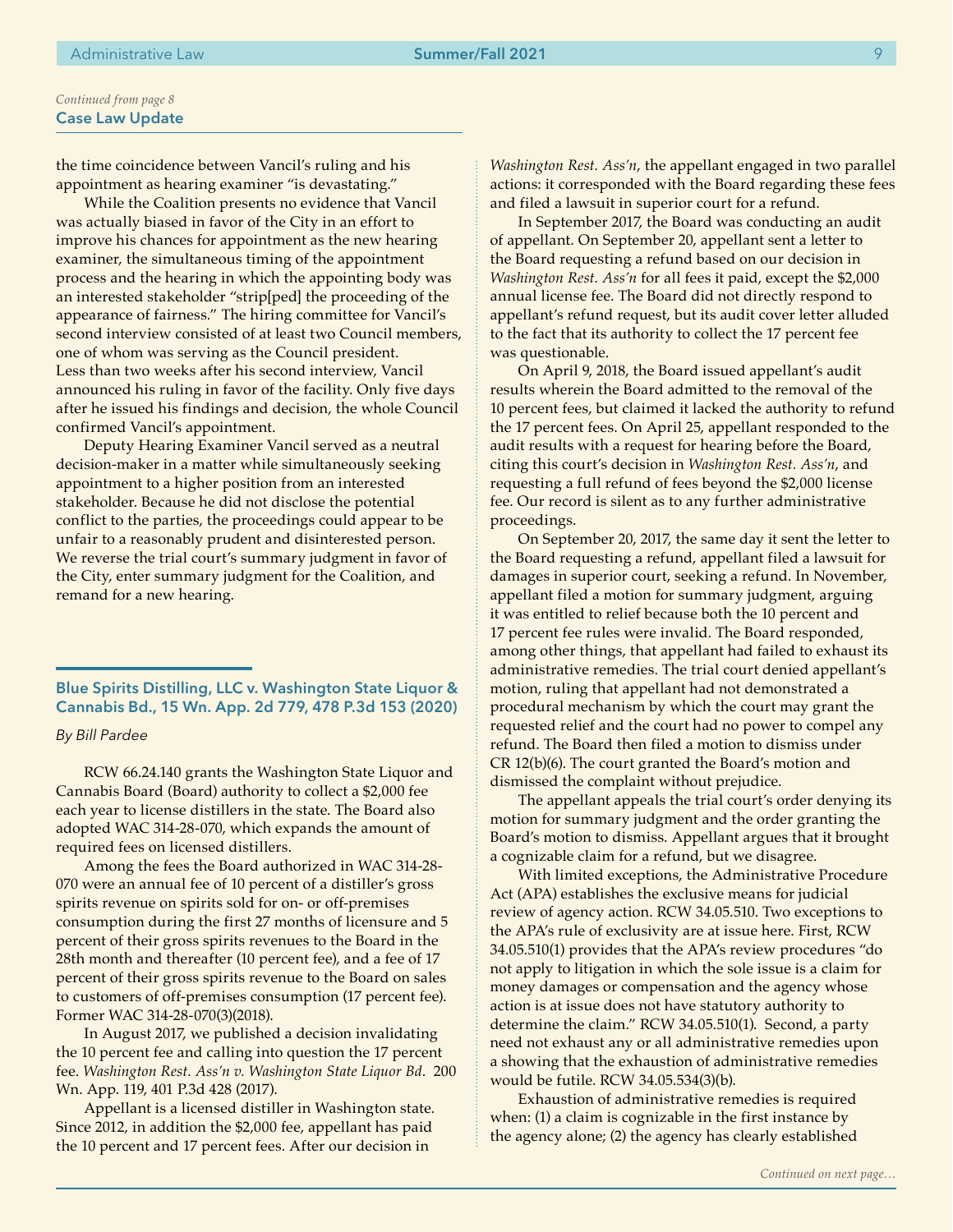*Continued from page 8*
**Case Law Update**

the time coincidence between Vancil's ruling and his appointment as hearing examiner "is devastating."

While the Coalition presents no evidence that Vancil was actually biased in favor of the City in an effort to improve his chances for appointment as the new hearing examiner, the simultaneous timing of the appointment process and the hearing in which the appointing body was an interested stakeholder "strip[ped] the proceeding of the appearance of fairness." The hiring committee for Vancil's second interview consisted of at least two Council members, one of whom was serving as the Council president. Less than two weeks after his second interview, Vancil announced his ruling in favor of the facility. Only five days after he issued his findings and decision, the whole Council confirmed Vancil's appointment.

Deputy Hearing Examiner Vancil served as a neutral decision-maker in a matter while simultaneously seeking appointment to a higher position from an interested stakeholder. Because he did not disclose the potential conflict to the parties, the proceedings could appear to be unfair to a reasonably prudent and disinterested person. We reverse the trial court's summary judgment in favor of the City, enter summary judgment for the Coalition, and remand for a new hearing.

## Blue Spirits Distilling, LLC v. Washington State Liquor & Cannabis Bd., 15 Wn. App. 2d 779, 478 P.3d 153 (2020)

*By Bill Pardee*

RCW 66.24.140 grants the Washington State Liquor and Cannabis Board (Board) authority to collect a $2,000 fee each year to license distillers in the state. The Board also adopted WAC 314-28-070, which expands the amount of required fees on licensed distillers.

Among the fees the Board authorized in WAC 314-28-070 were an annual fee of 10 percent of a distiller's gross spirits revenue on spirits sold for on- or off-premises consumption during the first 27 months of licensure and 5 percent of their gross spirits revenues to the Board in the 28th month and thereafter (10 percent fee), and a fee of 17 percent of their gross spirits revenue to the Board on sales to customers of off-premises consumption (17 percent fee). Former WAC 314-28-070(3)(2018).

In August 2017, we published a decision invalidating the 10 percent fee and calling into question the 17 percent fee. *Washington Rest. Ass'n v. Washington State Liquor Bd.* 200 Wn. App. 119, 401 P.3d 428 (2017).

Appellant is a licensed distiller in Washington state. Since 2012, in addition the $2,000 fee, appellant has paid the 10 percent and 17 percent fees. After our decision in *Washington Rest. Ass'n*, the appellant engaged in two parallel actions: it corresponded with the Board regarding these fees and filed a lawsuit in superior court for a refund.

In September 2017, the Board was conducting an audit of appellant. On September 20, appellant sent a letter to the Board requesting a refund based on our decision in *Washington Rest. Ass'n* for all fees it paid, except the $2,000 annual license fee. The Board did not directly respond to appellant's refund request, but its audit cover letter alluded to the fact that its authority to collect the 17 percent fee was questionable.

On April 9, 2018, the Board issued appellant's audit results wherein the Board admitted to the removal of the 10 percent fees, but claimed it lacked the authority to refund the 17 percent fees. On April 25, appellant responded to the audit results with a request for hearing before the Board, citing this court's decision in *Washington Rest. Ass'n*, and requesting a full refund of fees beyond the $2,000 license fee. Our record is silent as to any further administrative proceedings.

On September 20, 2017, the same day it sent the letter to the Board requesting a refund, appellant filed a lawsuit for damages in superior court, seeking a refund. In November, appellant filed a motion for summary judgment, arguing it was entitled to relief because both the 10 percent and 17 percent fee rules were invalid. The Board responded, among other things, that appellant had failed to exhaust its administrative remedies. The trial court denied appellant's motion, ruling that appellant had not demonstrated a procedural mechanism by which the court may grant the requested relief and the court had no power to compel any refund. The Board then filed a motion to dismiss under CR 12(b)(6). The court granted the Board's motion and dismissed the complaint without prejudice.

The appellant appeals the trial court's order denying its motion for summary judgment and the order granting the Board's motion to dismiss. Appellant argues that it brought a cognizable claim for a refund, but we disagree.

With limited exceptions, the Administrative Procedure Act (APA) establishes the exclusive means for judicial review of agency action. RCW 34.05.510. Two exceptions to the APA's rule of exclusivity are at issue here. First, RCW 34.05.510(1) provides that the APA's review procedures "do not apply to litigation in which the sole issue is a claim for money damages or compensation and the agency whose action is at issue does not have statutory authority to determine the claim." RCW 34.05.510(1). Second, a party need not exhaust any or all administrative remedies upon a showing that the exhaustion of administrative remedies would be futile. RCW 34.05.534(3)(b).

Exhaustion of administrative remedies is required when: (1) a claim is cognizable in the first instance by the agency alone; (2) the agency has clearly established

*Continued on next page…*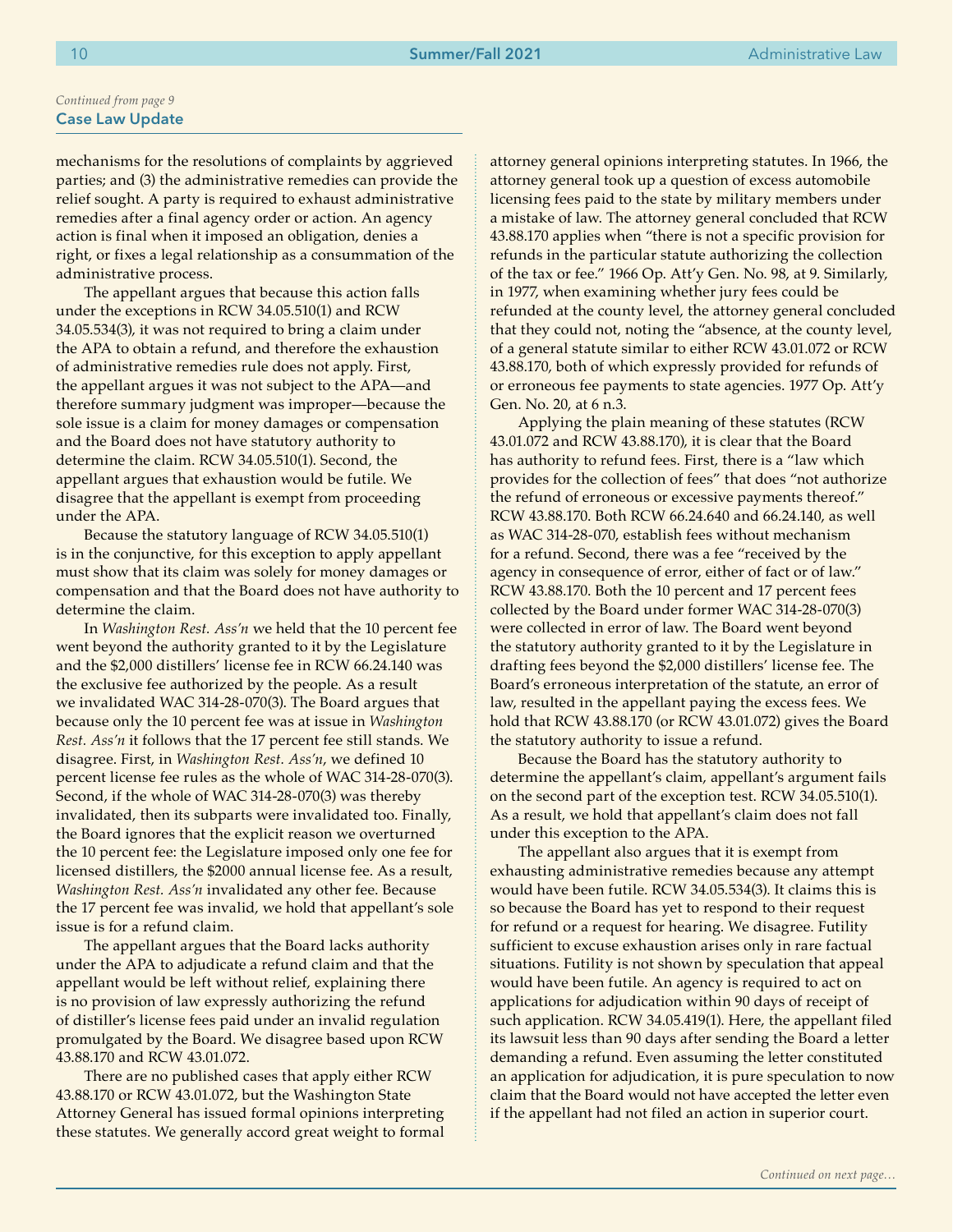*Continued from page 9*

**Case Law Update**

mechanisms for the resolutions of complaints by aggrieved parties; and (3) the administrative remedies can provide the relief sought. A party is required to exhaust administrative remedies after a final agency order or action. An agency action is final when it imposed an obligation, denies a right, or fixes a legal relationship as a consummation of the administrative process.

The appellant argues that because this action falls under the exceptions in RCW 34.05.510(1) and RCW 34.05.534(3), it was not required to bring a claim under the APA to obtain a refund, and therefore the exhaustion of administrative remedies rule does not apply. First, the appellant argues it was not subject to the APA—and therefore summary judgment was improper—because the sole issue is a claim for money damages or compensation and the Board does not have statutory authority to determine the claim. RCW 34.05.510(1). Second, the appellant argues that exhaustion would be futile. We disagree that the appellant is exempt from proceeding under the APA.

Because the statutory language of RCW 34.05.510(1) is in the conjunctive, for this exception to apply appellant must show that its claim was solely for money damages or compensation and that the Board does not have authority to determine the claim.

In *Washington Rest. Ass'n* we held that the 10 percent fee went beyond the authority granted to it by the Legislature and the $2,000 distillers' license fee in RCW 66.24.140 was the exclusive fee authorized by the people. As a result we invalidated WAC 314-28-070(3). The Board argues that because only the 10 percent fee was at issue in *Washington Rest. Ass'n* it follows that the 17 percent fee still stands. We disagree. First, in *Washington Rest. Ass'n*, we defined 10 percent license fee rules as the whole of WAC 314-28-070(3). Second, if the whole of WAC 314-28-070(3) was thereby invalidated, then its subparts were invalidated too. Finally, the Board ignores that the explicit reason we overturned the 10 percent fee: the Legislature imposed only one fee for licensed distillers, the $2000 annual license fee. As a result, *Washington Rest. Ass'n* invalidated any other fee. Because the 17 percent fee was invalid, we hold that appellant's sole issue is for a refund claim.

The appellant argues that the Board lacks authority under the APA to adjudicate a refund claim and that the appellant would be left without relief, explaining there is no provision of law expressly authorizing the refund of distiller's license fees paid under an invalid regulation promulgated by the Board. We disagree based upon RCW 43.88.170 and RCW 43.01.072.

There are no published cases that apply either RCW 43.88.170 or RCW 43.01.072, but the Washington State Attorney General has issued formal opinions interpreting these statutes. We generally accord great weight to formal attorney general opinions interpreting statutes. In 1966, the attorney general took up a question of excess automobile licensing fees paid to the state by military members under a mistake of law. The attorney general concluded that RCW 43.88.170 applies when "there is not a specific provision for refunds in the particular statute authorizing the collection of the tax or fee." 1966 Op. Att'y Gen. No. 98, at 9. Similarly, in 1977, when examining whether jury fees could be refunded at the county level, the attorney general concluded that they could not, noting the "absence, at the county level, of a general statute similar to either RCW 43.01.072 or RCW 43.88.170, both of which expressly provided for refunds of or erroneous fee payments to state agencies. 1977 Op. Att'y Gen. No. 20, at 6 n.3.

Applying the plain meaning of these statutes (RCW 43.01.072 and RCW 43.88.170), it is clear that the Board has authority to refund fees. First, there is a "law which provides for the collection of fees" that does "not authorize the refund of erroneous or excessive payments thereof." RCW 43.88.170. Both RCW 66.24.640 and 66.24.140, as well as WAC 314-28-070, establish fees without mechanism for a refund. Second, there was a fee "received by the agency in consequence of error, either of fact or of law." RCW 43.88.170. Both the 10 percent and 17 percent fees collected by the Board under former WAC 314-28-070(3) were collected in error of law. The Board went beyond the statutory authority granted to it by the Legislature in drafting fees beyond the $2,000 distillers' license fee. The Board's erroneous interpretation of the statute, an error of law, resulted in the appellant paying the excess fees. We hold that RCW 43.88.170 (or RCW 43.01.072) gives the Board the statutory authority to issue a refund.

Because the Board has the statutory authority to determine the appellant's claim, appellant's argument fails on the second part of the exception test. RCW 34.05.510(1). As a result, we hold that appellant's claim does not fall under this exception to the APA.

The appellant also argues that it is exempt from exhausting administrative remedies because any attempt would have been futile. RCW 34.05.534(3). It claims this is so because the Board has yet to respond to their request for refund or a request for hearing. We disagree. Futility sufficient to excuse exhaustion arises only in rare factual situations. Futility is not shown by speculation that appeal would have been futile. An agency is required to act on applications for adjudication within 90 days of receipt of such application. RCW 34.05.419(1). Here, the appellant filed its lawsuit less than 90 days after sending the Board a letter demanding a refund. Even assuming the letter constituted an application for adjudication, it is pure speculation to now claim that the Board would not have accepted the letter even if the appellant had not filed an action in superior court.

*Continued on next page…*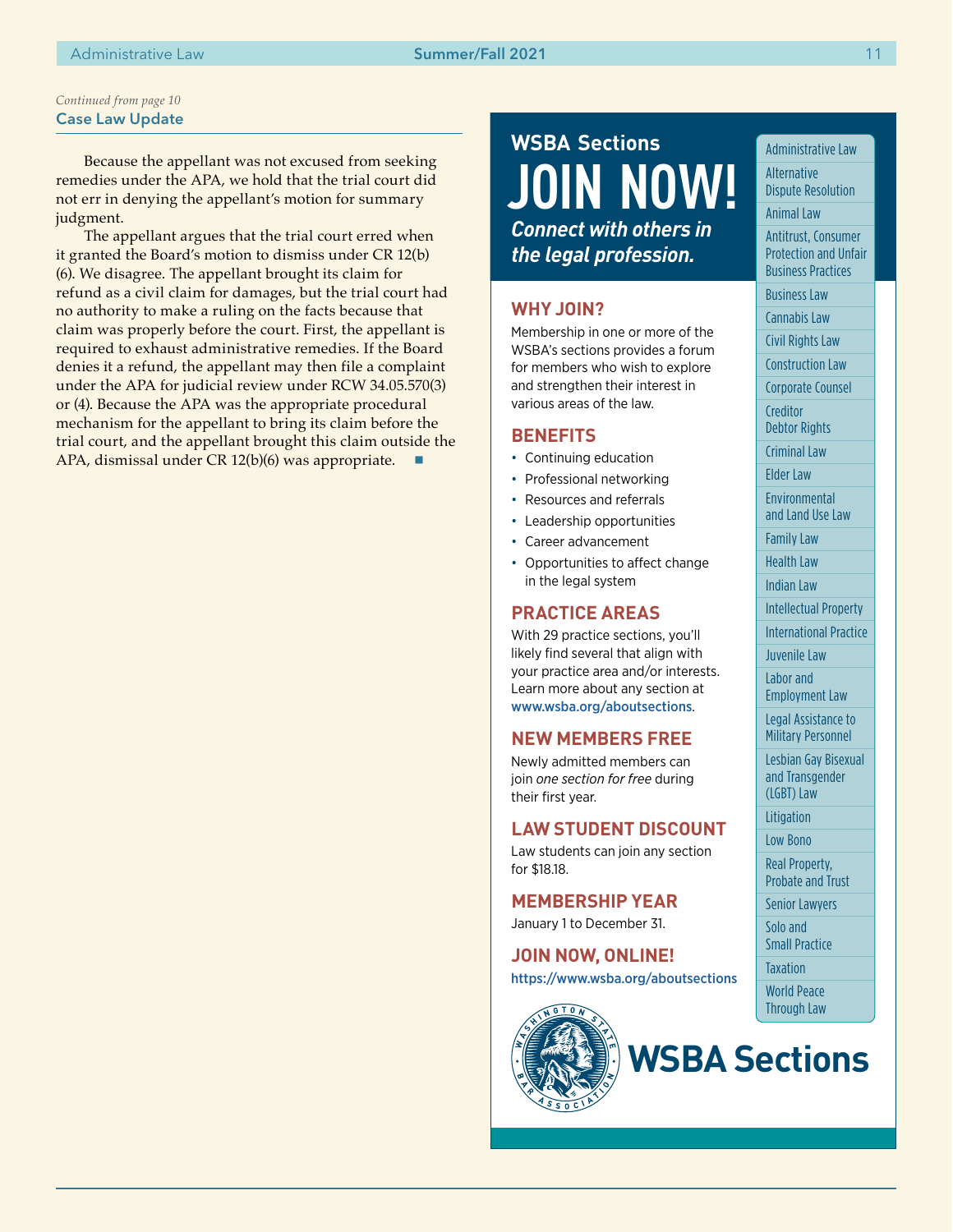*Continued from page 10*

### Case Law Update

Because the appellant was not excused from seeking remedies under the APA, we hold that the trial court did not err in denying the appellant's motion for summary judgment.

The appellant argues that the trial court erred when it granted the Board's motion to dismiss under CR 12(b)(6). We disagree. The appellant brought its claim for refund as a civil claim for damages, but the trial court had no authority to make a ruling on the facts because that claim was properly before the court. First, the appellant is required to exhaust administrative remedies. If the Board denies it a refund, the appellant may then file a complaint under the APA for judicial review under RCW 34.05.570(3) or (4). Because the APA was the appropriate procedural mechanism for the appellant to bring its claim before the trial court, and the appellant brought this claim outside the APA, dismissal under CR 12(b)(6) was appropriate. ■

## WSBA Sections

# JOIN NOW!

***Connect with others in the legal profession.***

### WHY JOIN?

Membership in one or more of the WSBA's sections provides a forum for members who wish to explore and strengthen their interest in various areas of the law.

### BENEFITS

- Continuing education
- Professional networking
- Resources and referrals
- Leadership opportunities
- Career advancement
- Opportunities to affect change in the legal system

### PRACTICE AREAS

With 29 practice sections, you'll likely find several that align with your practice area and/or interests. Learn more about any section at **www.wsba.org/aboutsections**.

### NEW MEMBERS FREE

Newly admitted members can join *one section for free* during their first year.

### LAW STUDENT DISCOUNT

Law students can join any section for $18.18.

### MEMBERSHIP YEAR

January 1 to December 31.

### JOIN NOW, ONLINE!

**https://www.wsba.org/aboutsections**

- Administrative Law
- Alternative Dispute Resolution
- Animal Law
- Antitrust, Consumer Protection and Unfair Business Practices
- Business Law
- Cannabis Law
- Civil Rights Law
- Construction Law
- Corporate Counsel
- Creditor Debtor Rights
- Criminal Law
- Elder Law
- Environmental and Land Use Law
- Family Law
- Health Law
- Indian Law
- Intellectual Property
- International Practice
- Juvenile Law
- Labor and Employment Law
- Legal Assistance to Military Personnel
- Lesbian Gay Bisexual and Transgender (LGBT) Law
- Litigation
- Low Bono
- Real Property, Probate and Trust
- Senior Lawyers
- Solo and Small Practice
- Taxation
- World Peace Through Law

WASHINGTON STATE BAR ASSOCIATION

**WSBA Sections**